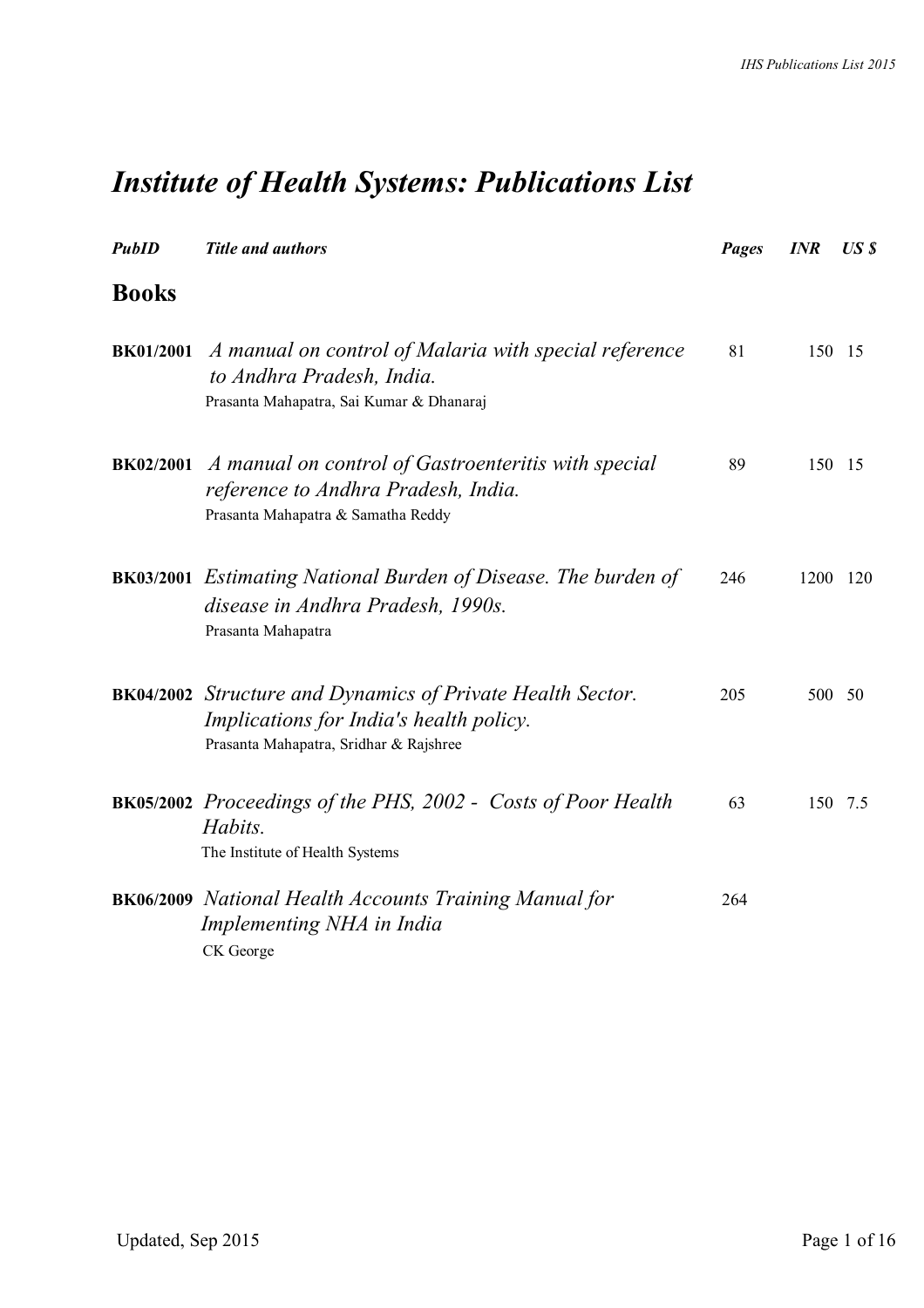# *Institute of Health Systems: Publications List*

| *PubID* | *Title and authors* | *Pages* | *INR* | *US $* |
|---|---|---|---|---|

## Books

| *PubID* | *Title and authors* | *Pages* | *INR* | *US $* |
|---|---|---|---|---|
| **BK01/2001** | *A manual on control of Malaria with special reference to Andhra Pradesh, India.* Prasanta Mahapatra, Sai Kumar & Dhanaraj | 81 | 150 | 15 |
| **BK02/2001** | *A manual on control of Gastroenteritis with special reference to Andhra Pradesh, India.* Prasanta Mahapatra & Samatha Reddy | 89 | 150 | 15 |
| **BK03/2001** | *Estimating National Burden of Disease. The burden of disease in Andhra Pradesh, 1990s.* Prasanta Mahapatra | 246 | 1200 | 120 |
| **BK04/2002** | *Structure and Dynamics of Private Health Sector. Implications for India's health policy.* Prasanta Mahapatra, Sridhar & Rajshree | 205 | 500 | 50 |
| **BK05/2002** | *Proceedings of the PHS, 2002 - Costs of Poor Health Habits.* The Institute of Health Systems | 63 | 150 | 7.5 |
| **BK06/2009** | *National Health Accounts Training Manual for Implementing NHA in India* CK George | 264 | | |

Updated, Sep 2015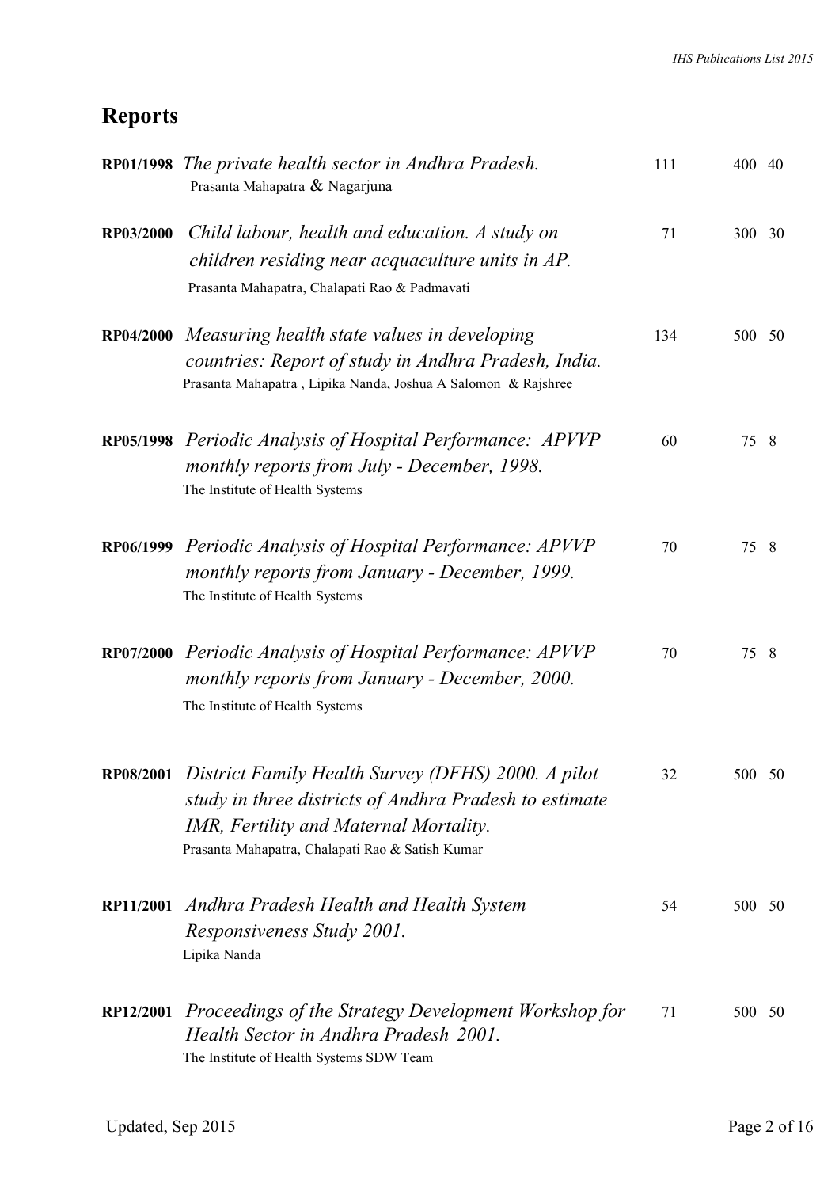## Reports

| | | | | |
|---|---|---|---|---|
| **RP01/1998** | *The private health sector in Andhra Pradesh.*<br>Prasanta Mahapatra & Nagarjuna | 111 | 400 | 40 |
| **RP03/2000** | *Child labour, health and education. A study on children residing near acquaculture units in AP.*<br>Prasanta Mahapatra, Chalapati Rao & Padmavati | 71 | 300 | 30 |
| **RP04/2000** | *Measuring health state values in developing countries: Report of study in Andhra Pradesh, India.*<br>Prasanta Mahapatra , Lipika Nanda, Joshua A Salomon & Rajshree | 134 | 500 | 50 |
| **RP05/1998** | *Periodic Analysis of Hospital Performance: APVVP monthly reports from July - December, 1998.*<br>The Institute of Health Systems | 60 | 75 | 8 |
| **RP06/1999** | *Periodic Analysis of Hospital Performance: APVVP monthly reports from January - December, 1999.*<br>The Institute of Health Systems | 70 | 75 | 8 |
| **RP07/2000** | *Periodic Analysis of Hospital Performance: APVVP monthly reports from January - December, 2000.*<br>The Institute of Health Systems | 70 | 75 | 8 |
| **RP08/2001** | *District Family Health Survey (DFHS) 2000. A pilot study in three districts of Andhra Pradesh to estimate IMR, Fertility and Maternal Mortality.*<br>Prasanta Mahapatra, Chalapati Rao & Satish Kumar | 32 | 500 | 50 |
| **RP11/2001** | *Andhra Pradesh Health and Health System Responsiveness Study 2001.*<br>Lipika Nanda | 54 | 500 | 50 |
| **RP12/2001** | *Proceedings of the Strategy Development Workshop for Health Sector in Andhra Pradesh 2001.*<br>The Institute of Health Systems SDW Team | 71 | 500 | 50 |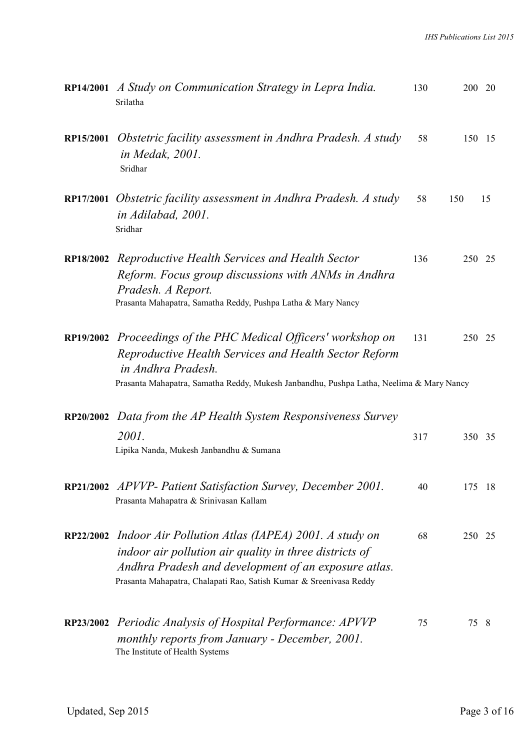| Code | Title / Authors | Pages | Price (Rs.) | Price (US$) |
|---|---|---|---|---|
| **RP14/2001** | *A Study on Communication Strategy in Lepra India.*<br>Srilatha | 130 | 200 | 20 |
| **RP15/2001** | *Obstetric facility assessment in Andhra Pradesh. A study in Medak, 2001.*<br>Sridhar | 58 | 150 | 15 |
| **RP17/2001** | *Obstetric facility assessment in Andhra Pradesh. A study in Adilabad, 2001.*<br>Sridhar | 58 | 150 | 15 |
| **RP18/2002** | *Reproductive Health Services and Health Sector Reform. Focus group discussions with ANMs in Andhra Pradesh. A Report.*<br>Prasanta Mahapatra, Samatha Reddy, Pushpa Latha & Mary Nancy | 136 | 250 | 25 |
| **RP19/2002** | *Proceedings of the PHC Medical Officers' workshop on Reproductive Health Services and Health Sector Reform in Andhra Pradesh.*<br>Prasanta Mahapatra, Samatha Reddy, Mukesh Janbandhu, Pushpa Latha, Neelima & Mary Nancy | 131 | 250 | 25 |
| **RP20/2002** | *Data from the AP Health System Responsiveness Survey 2001.*<br>Lipika Nanda, Mukesh Janbandhu & Sumana | 317 | 350 | 35 |
| **RP21/2002** | *APVVP- Patient Satisfaction Survey, December 2001.*<br>Prasanta Mahapatra & Srinivasan Kallam | 40 | 175 | 18 |
| **RP22/2002** | *Indoor Air Pollution Atlas (IAPEA) 2001. A study on indoor air pollution air quality in three districts of Andhra Pradesh and development of an exposure atlas.*<br>Prasanta Mahapatra, Chalapati Rao, Satish Kumar & Sreenivasa Reddy | 68 | 250 | 25 |
| **RP23/2002** | *Periodic Analysis of Hospital Performance: APVVP monthly reports from January - December, 2001.*<br>The Institute of Health Systems | 75 | 75 | 8 |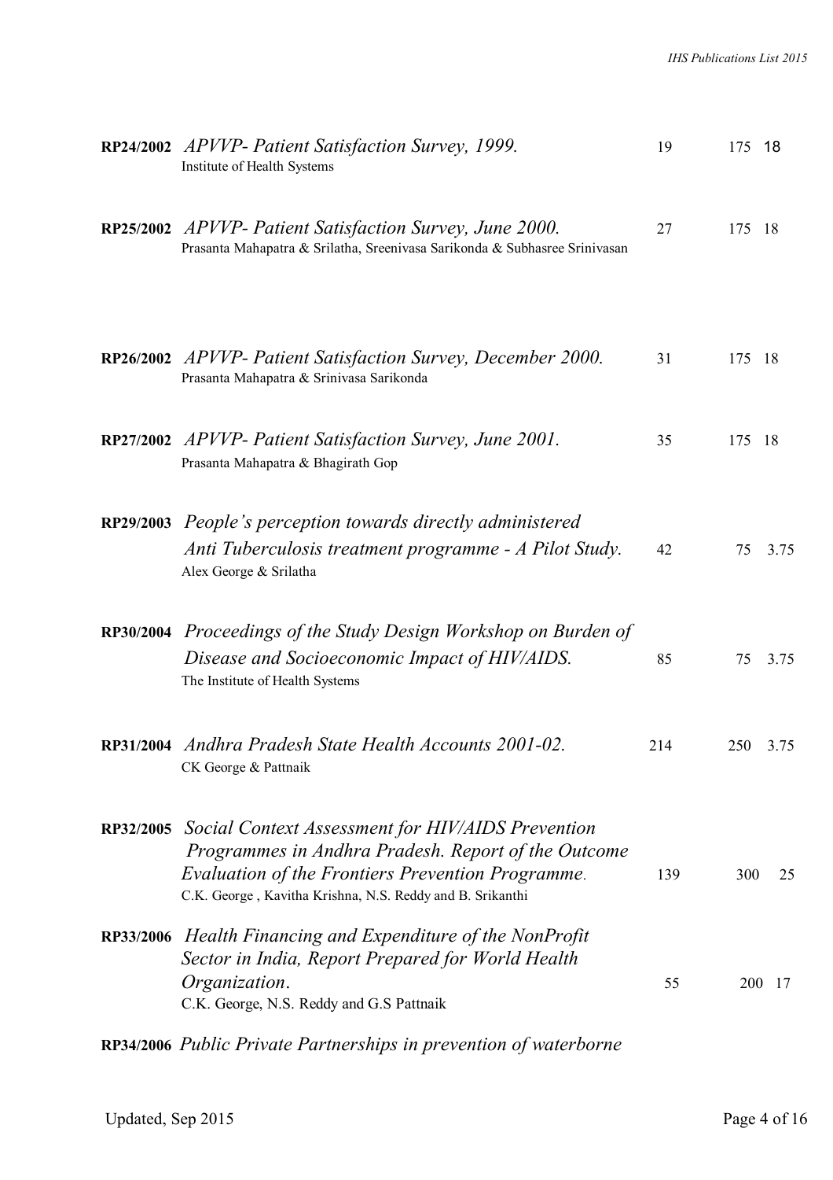| | | | | |
|---|---|---|---|---|
| **RP24/2002** | *APVVP- Patient Satisfaction Survey, 1999.*<br>Institute of Health Systems | 19 | 175 | 18 |
| **RP25/2002** | *APVVP- Patient Satisfaction Survey, June 2000.*<br>Prasanta Mahapatra & Srilatha, Sreenivasa Sarikonda & Subhasree Srinivasan | 27 | 175 | 18 |
| **RP26/2002** | *APVVP- Patient Satisfaction Survey, December 2000.*<br>Prasanta Mahapatra & Srinivasa Sarikonda | 31 | 175 | 18 |
| **RP27/2002** | *APVVP- Patient Satisfaction Survey, June 2001.*<br>Prasanta Mahapatra & Bhagirath Gop | 35 | 175 | 18 |
| **RP29/2003** | *People's perception towards directly administered Anti Tuberculosis treatment programme - A Pilot Study.*<br>Alex George & Srilatha | 42 | 75 | 3.75 |
| **RP30/2004** | *Proceedings of the Study Design Workshop on Burden of Disease and Socioeconomic Impact of HIV/AIDS.*<br>The Institute of Health Systems | 85 | 75 | 3.75 |
| **RP31/2004** | *Andhra Pradesh State Health Accounts 2001-02.*<br>CK George & Pattnaik | 214 | 250 | 3.75 |
| **RP32/2005** | *Social Context Assessment for HIV/AIDS Prevention Programmes in Andhra Pradesh. Report of the Outcome Evaluation of the Frontiers Prevention Programme.*<br>C.K. George , Kavitha Krishna, N.S. Reddy and B. Srikanthi | 139 | 300 | 25 |
| **RP33/2006** | *Health Financing and Expenditure of the NonProfit Sector in India, Report Prepared for World Health Organization.*<br>C.K. George, N.S. Reddy and G.S Pattnaik | 55 | 200 | 17 |
| **RP34/2006** | *Public Private Partnerships in prevention of waterborne* | | | |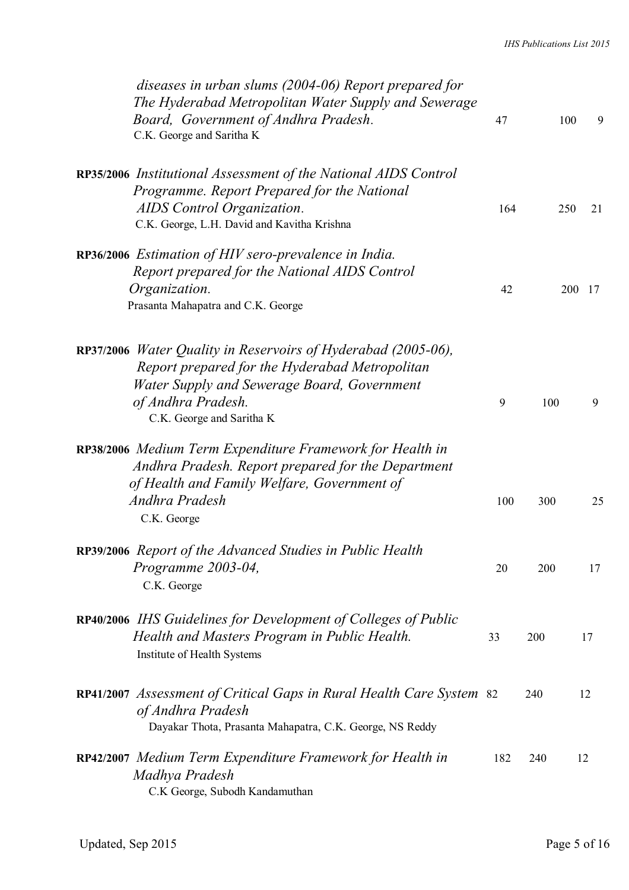| | | | | |
|---|---|---|---|---|
| | *diseases in urban slums (2004-06) Report prepared for The Hyderabad Metropolitan Water Supply and Sewerage Board, Government of Andhra Pradesh.* C.K. George and Saritha K | 47 | 100 | 9 |
| RP35/2006 | *Institutional Assessment of the National AIDS Control Programme. Report Prepared for the National AIDS Control Organization.* C.K. George, L.H. David and Kavitha Krishna | 164 | 250 | 21 |
| RP36/2006 | *Estimation of HIV sero-prevalence in India. Report prepared for the National AIDS Control Organization.* Prasanta Mahapatra and C.K. George | 42 | 200 | 17 |
| RP37/2006 | *Water Quality in Reservoirs of Hyderabad (2005-06), Report prepared for the Hyderabad Metropolitan Water Supply and Sewerage Board, Government of Andhra Pradesh.* C.K. George and Saritha K | 9 | 100 | 9 |
| RP38/2006 | *Medium Term Expenditure Framework for Health in Andhra Pradesh. Report prepared for the Department of Health and Family Welfare, Government of Andhra Pradesh* C.K. George | 100 | 300 | 25 |
| RP39/2006 | *Report of the Advanced Studies in Public Health Programme 2003-04,* C.K. George | 20 | 200 | 17 |
| RP40/2006 | *IHS Guidelines for Development of Colleges of Public Health and Masters Program in Public Health.* Institute of Health Systems | 33 | 200 | 17 |
| RP41/2007 | *Assessment of Critical Gaps in Rural Health Care System of Andhra Pradesh* Dayakar Thota, Prasanta Mahapatra, C.K. George, NS Reddy | 82 | 240 | 12 |
| RP42/2007 | *Medium Term Expenditure Framework for Health in Madhya Pradesh* C.K George, Subodh Kandamuthan | 182 | 240 | 12 |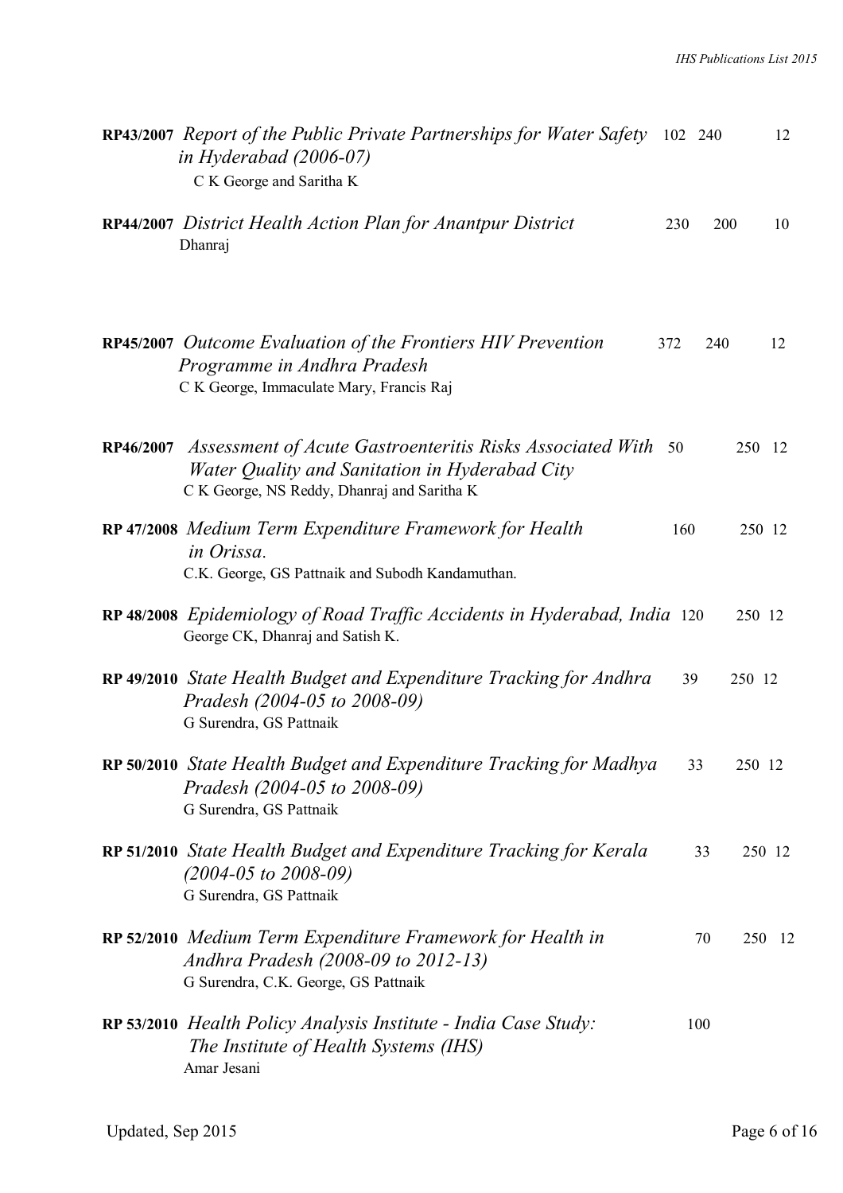| | | | | |
|---|---|---|---|---|
| **RP43/2007** | *Report of the Public Private Partnerships for Water Safety in Hyderabad (2006-07)*<br>C K George and Saritha K | 102 | 240 | 12 |
| **RP44/2007** | *District Health Action Plan for Anantpur District*<br>Dhanraj | 230 | 200 | 10 |
| **RP45/2007** | *Outcome Evaluation of the Frontiers HIV Prevention Programme in Andhra Pradesh*<br>C K George, Immaculate Mary, Francis Raj | 372 | 240 | 12 |
| **RP46/2007** | *Assessment of Acute Gastroenteritis Risks Associated With Water Quality and Sanitation in Hyderabad City*<br>C K George, NS Reddy, Dhanraj and Saritha K | 50 | 250 | 12 |
| **RP 47/2008** | *Medium Term Expenditure Framework for Health in Orissa.*<br>C.K. George, GS Pattnaik and Subodh Kandamuthan. | 160 | 250 | 12 |
| **RP 48/2008** | *Epidemiology of Road Traffic Accidents in Hyderabad, India*<br>George CK, Dhanraj and Satish K. | 120 | 250 | 12 |
| **RP 49/2010** | *State Health Budget and Expenditure Tracking for Andhra Pradesh (2004-05 to 2008-09)*<br>G Surendra, GS Pattnaik | 39 | 250 | 12 |
| **RP 50/2010** | *State Health Budget and Expenditure Tracking for Madhya Pradesh (2004-05 to 2008-09)*<br>G Surendra, GS Pattnaik | 33 | 250 | 12 |
| **RP 51/2010** | *State Health Budget and Expenditure Tracking for Kerala (2004-05 to 2008-09)*<br>G Surendra, GS Pattnaik | 33 | 250 | 12 |
| **RP 52/2010** | *Medium Term Expenditure Framework for Health in Andhra Pradesh (2008-09 to 2012-13)*<br>G Surendra, C.K. George, GS Pattnaik | 70 | 250 | 12 |
| **RP 53/2010** | *Health Policy Analysis Institute - India Case Study: The Institute of Health Systems (IHS)*<br>Amar Jesani | 100 | | |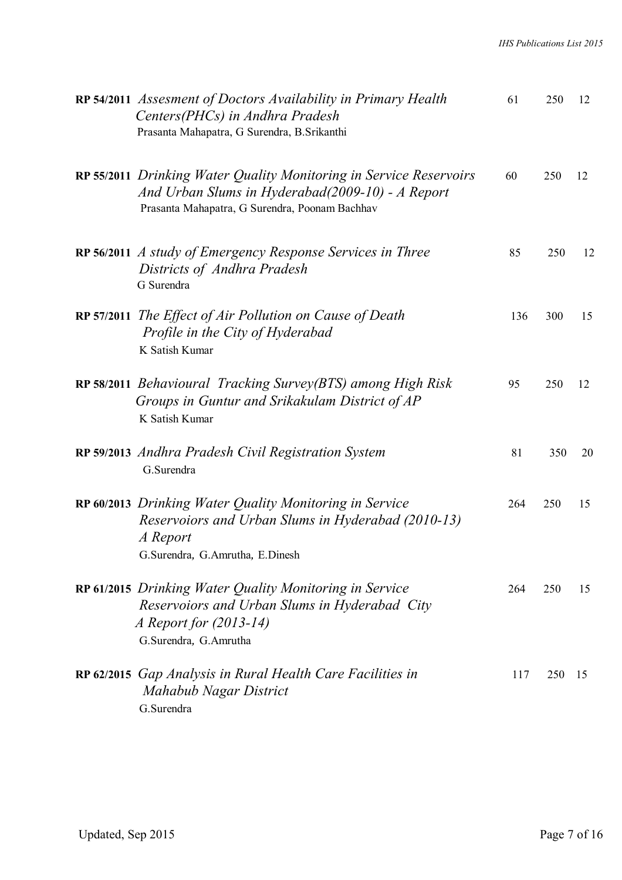| | | | | |
|---|---|---|---|---|
| **RP 54/2011** | *Assesment of Doctors Availability in Primary Health Centers(PHCs) in Andhra Pradesh*<br>Prasanta Mahapatra, G Surendra, B.Srikanthi | 61 | 250 | 12 |
| **RP 55/2011** | *Drinking Water Quality Monitoring in Service Reservoirs And Urban Slums in Hyderabad(2009-10) - A Report*<br>Prasanta Mahapatra, G Surendra, Poonam Bachhav | 60 | 250 | 12 |
| **RP 56/2011** | *A study of Emergency Response Services in Three Districts of Andhra Pradesh*<br>G Surendra | 85 | 250 | 12 |
| **RP 57/2011** | *The Effect of Air Pollution on Cause of Death Profile in the City of Hyderabad*<br>K Satish Kumar | 136 | 300 | 15 |
| **RP 58/2011** | *Behavioural Tracking Survey(BTS) among High Risk Groups in Guntur and Srikakulam District of AP*<br>K Satish Kumar | 95 | 250 | 12 |
| **RP 59/2013** | *Andhra Pradesh Civil Registration System*<br>G.Surendra | 81 | 350 | 20 |
| **RP 60/2013** | *Drinking Water Quality Monitoring in Service Reservoiors and Urban Slums in Hyderabad (2010-13) A Report*<br>G.Surendra, G.Amrutha, E.Dinesh | 264 | 250 | 15 |
| **RP 61/2015** | *Drinking Water Quality Monitoring in Service Reservoiors and Urban Slums in Hyderabad City A Report for (2013-14)*<br>G.Surendra, G.Amrutha | 264 | 250 | 15 |
| **RP 62/2015** | *Gap Analysis in Rural Health Care Facilities in Mahabub Nagar District*<br>G.Surendra | 117 | 250 | 15 |

Updated, Sep 2015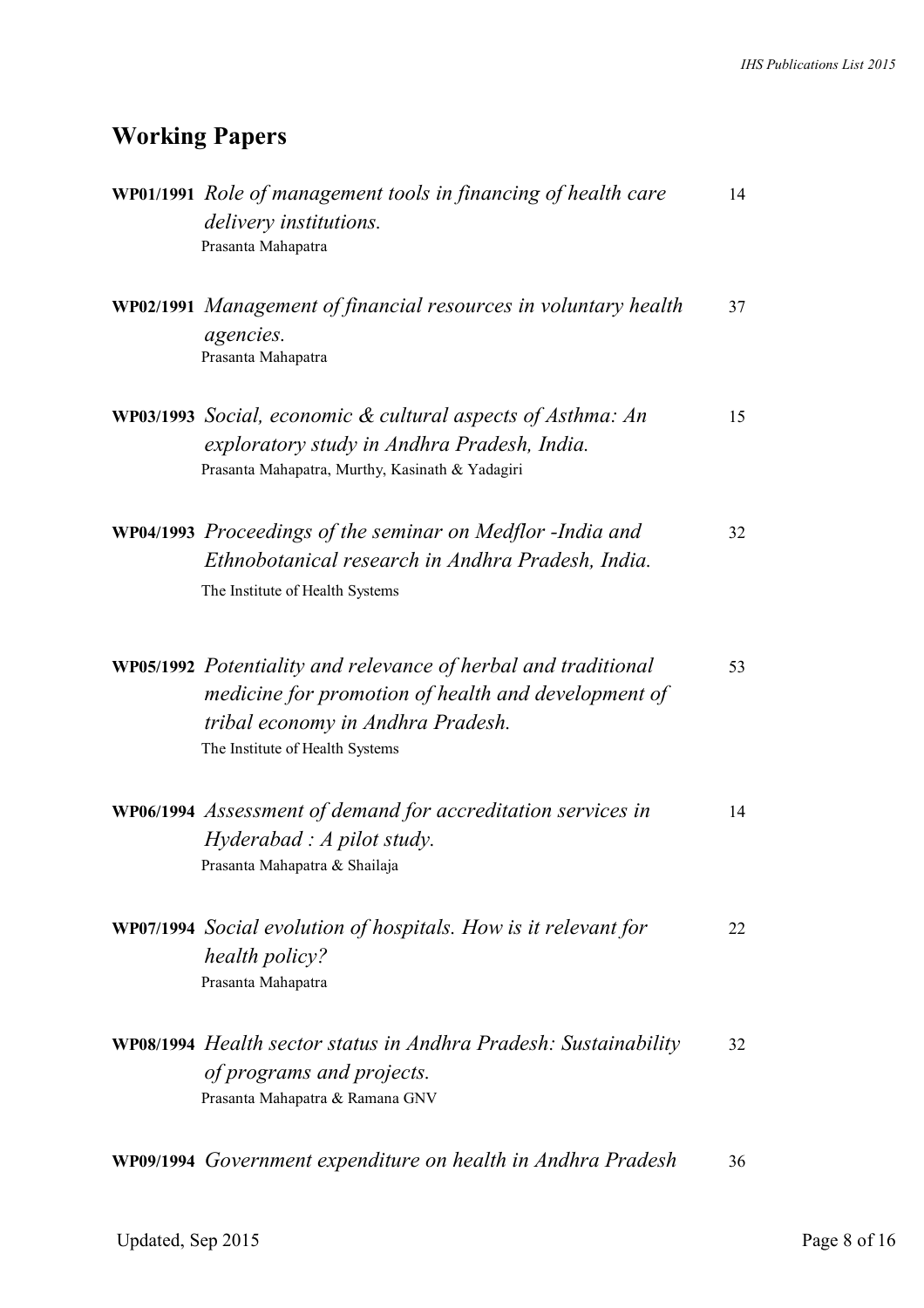## Working Papers

| | | |
|---|---|---|
| **WP01/1991** | *Role of management tools in financing of health care delivery institutions.*<br>Prasanta Mahapatra | 14 |
| **WP02/1991** | *Management of financial resources in voluntary health agencies.*<br>Prasanta Mahapatra | 37 |
| **WP03/1993** | *Social, economic & cultural aspects of Asthma: An exploratory study in Andhra Pradesh, India.*<br>Prasanta Mahapatra, Murthy, Kasinath & Yadagiri | 15 |
| **WP04/1993** | *Proceedings of the seminar on Medflor -India and Ethnobotanical research in Andhra Pradesh, India.*<br>The Institute of Health Systems | 32 |
| **WP05/1992** | *Potentiality and relevance of herbal and traditional medicine for promotion of health and development of tribal economy in Andhra Pradesh.*<br>The Institute of Health Systems | 53 |
| **WP06/1994** | *Assessment of demand for accreditation services in Hyderabad : A pilot study.*<br>Prasanta Mahapatra & Shailaja | 14 |
| **WP07/1994** | *Social evolution of hospitals. How is it relevant for health policy?*<br>Prasanta Mahapatra | 22 |
| **WP08/1994** | *Health sector status in Andhra Pradesh: Sustainability of programs and projects.*<br>Prasanta Mahapatra & Ramana GNV | 32 |
| **WP09/1994** | *Government expenditure on health in Andhra Pradesh* | 36 |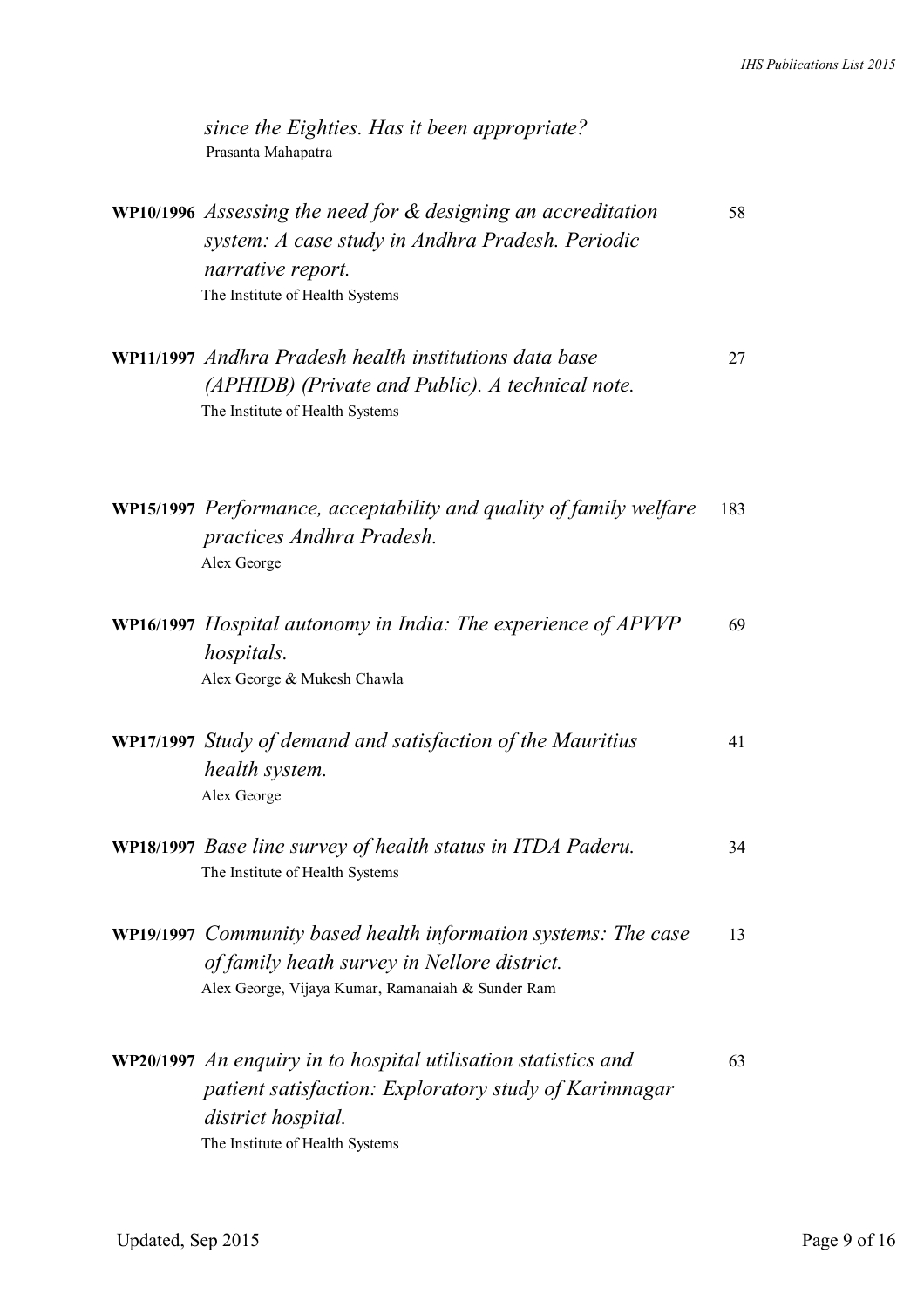*since the Eighties. Has it been appropriate?*
Prasanta Mahapatra

| | | |
|---|---|---|
| **WP10/1996** | *Assessing the need for & designing an accreditation system: A case study in Andhra Pradesh. Periodic narrative report.*<br>The Institute of Health Systems | 58 |
| **WP11/1997** | *Andhra Pradesh health institutions data base (APHIDB) (Private and Public). A technical note.*<br>The Institute of Health Systems | 27 |
| **WP15/1997** | *Performance, acceptability and quality of family welfare practices Andhra Pradesh.*<br>Alex George | 183 |
| **WP16/1997** | *Hospital autonomy in India: The experience of APVVP hospitals.*<br>Alex George & Mukesh Chawla | 69 |
| **WP17/1997** | *Study of demand and satisfaction of the Mauritius health system.*<br>Alex George | 41 |
| **WP18/1997** | *Base line survey of health status in ITDA Paderu.*<br>The Institute of Health Systems | 34 |
| **WP19/1997** | *Community based health information systems: The case of family heath survey in Nellore district.*<br>Alex George, Vijaya Kumar, Ramanaiah & Sunder Ram | 13 |
| **WP20/1997** | *An enquiry in to hospital utilisation statistics and patient satisfaction: Exploratory study of Karimnagar district hospital.*<br>The Institute of Health Systems | 63 |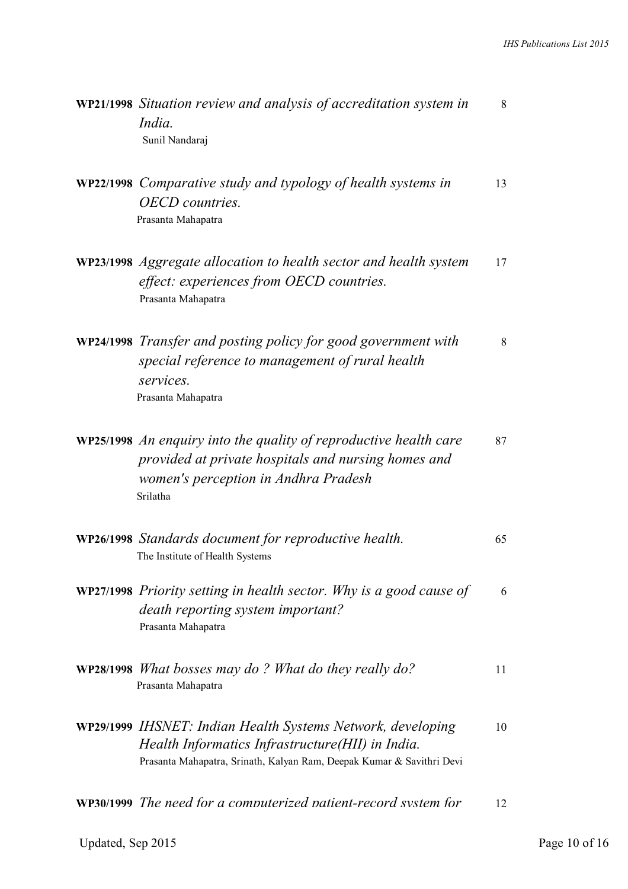| | | |
|---|---|---|
| **WP21/1998** | *Situation review and analysis of accreditation system in India.*<br>Sunil Nandaraj | 8 |
| **WP22/1998** | *Comparative study and typology of health systems in OECD countries.*<br>Prasanta Mahapatra | 13 |
| **WP23/1998** | *Aggregate allocation to health sector and health system effect: experiences from OECD countries.*<br>Prasanta Mahapatra | 17 |
| **WP24/1998** | *Transfer and posting policy for good government with special reference to management of rural health services.*<br>Prasanta Mahapatra | 8 |
| **WP25/1998** | *An enquiry into the quality of reproductive health care provided at private hospitals and nursing homes and women's perception in Andhra Pradesh*<br>Srilatha | 87 |
| **WP26/1998** | *Standards document for reproductive health.*<br>The Institute of Health Systems | 65 |
| **WP27/1998** | *Priority setting in health sector. Why is a good cause of death reporting system important?*<br>Prasanta Mahapatra | 6 |
| **WP28/1998** | *What bosses may do ? What do they really do?*<br>Prasanta Mahapatra | 11 |
| **WP29/1999** | *IHSNET: Indian Health Systems Network, developing Health Informatics Infrastructure(HII) in India.*<br>Prasanta Mahapatra, Srinath, Kalyan Ram, Deepak Kumar & Savithri Devi | 10 |
| **WP30/1999** | *The need for a computerized patient-record system for* | 12 |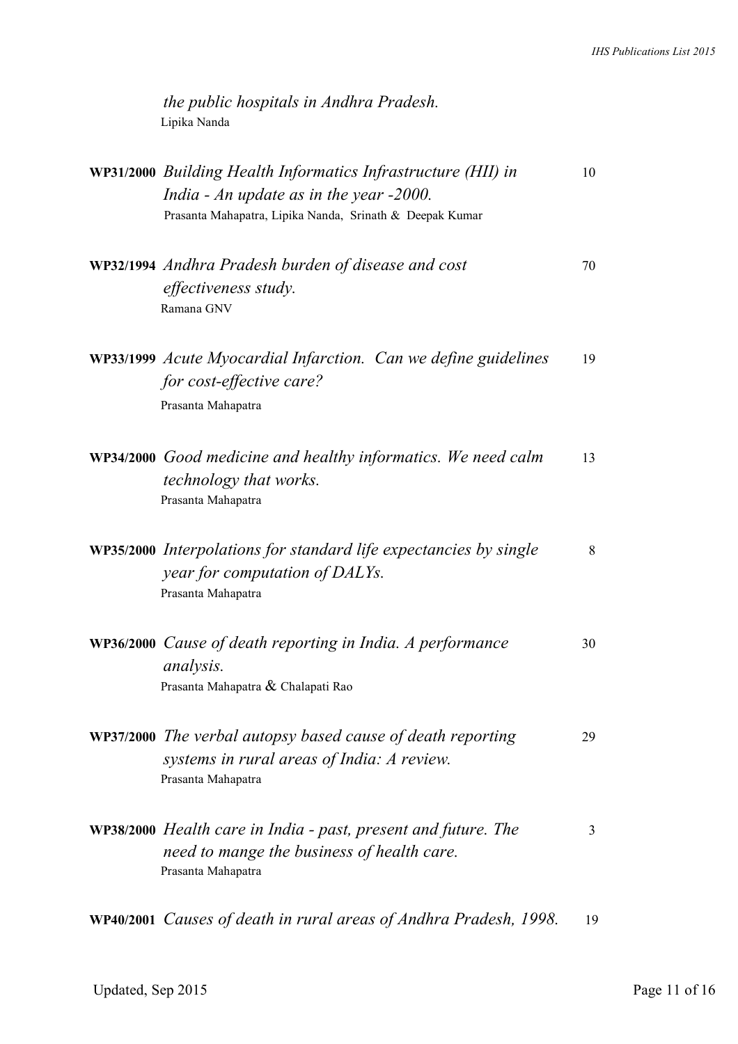*the public hospitals in Andhra Pradesh.*
Lipika Nanda

**WP31/2000** *Building Health Informatics Infrastructure (HII) in India - An update as in the year -2000.* 10
Prasanta Mahapatra, Lipika Nanda, Srinath & Deepak Kumar

**WP32/1994** *Andhra Pradesh burden of disease and cost effectiveness study.* 70
Ramana GNV

**WP33/1999** *Acute Myocardial Infarction. Can we define guidelines for cost-effective care?* 19
Prasanta Mahapatra

**WP34/2000** *Good medicine and healthy informatics. We need calm technology that works.* 13
Prasanta Mahapatra

**WP35/2000** *Interpolations for standard life expectancies by single year for computation of DALYs.* 8
Prasanta Mahapatra

**WP36/2000** *Cause of death reporting in India. A performance analysis.* 30
Prasanta Mahapatra & Chalapati Rao

**WP37/2000** *The verbal autopsy based cause of death reporting systems in rural areas of India: A review.* 29
Prasanta Mahapatra

**WP38/2000** *Health care in India - past, present and future. The need to mange the business of health care.* 3
Prasanta Mahapatra

**WP40/2001** *Causes of death in rural areas of Andhra Pradesh, 1998.* 19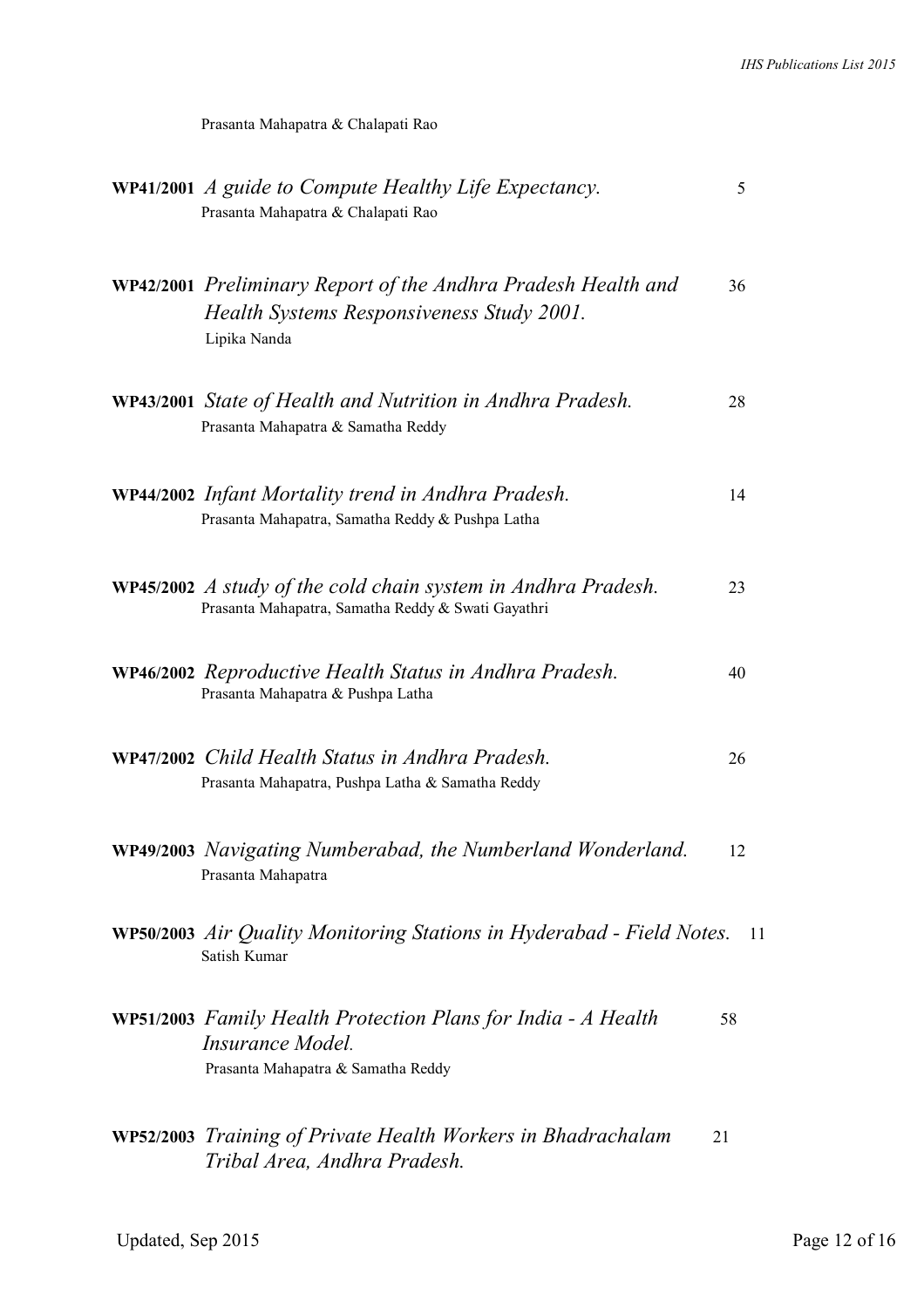Prasanta Mahapatra & Chalapati Rao

**WP41/2001** *A guide to Compute Healthy Life Expectancy.* 5
Prasanta Mahapatra & Chalapati Rao

**WP42/2001** *Preliminary Report of the Andhra Pradesh Health and Health Systems Responsiveness Study 2001.* 36
Lipika Nanda

**WP43/2001** *State of Health and Nutrition in Andhra Pradesh.* 28
Prasanta Mahapatra & Samatha Reddy

**WP44/2002** *Infant Mortality trend in Andhra Pradesh.* 14
Prasanta Mahapatra, Samatha Reddy & Pushpa Latha

**WP45/2002** *A study of the cold chain system in Andhra Pradesh.* 23
Prasanta Mahapatra, Samatha Reddy & Swati Gayathri

**WP46/2002** *Reproductive Health Status in Andhra Pradesh.* 40
Prasanta Mahapatra & Pushpa Latha

**WP47/2002** *Child Health Status in Andhra Pradesh.* 26
Prasanta Mahapatra, Pushpa Latha & Samatha Reddy

**WP49/2003** *Navigating Numberabad, the Numberland Wonderland.* 12
Prasanta Mahapatra

**WP50/2003** *Air Quality Monitoring Stations in Hyderabad - Field Notes.* 11
Satish Kumar

**WP51/2003** *Family Health Protection Plans for India - A Health Insurance Model.* 58
Prasanta Mahapatra & Samatha Reddy

**WP52/2003** *Training of Private Health Workers in Bhadrachalam Tribal Area, Andhra Pradesh.* 21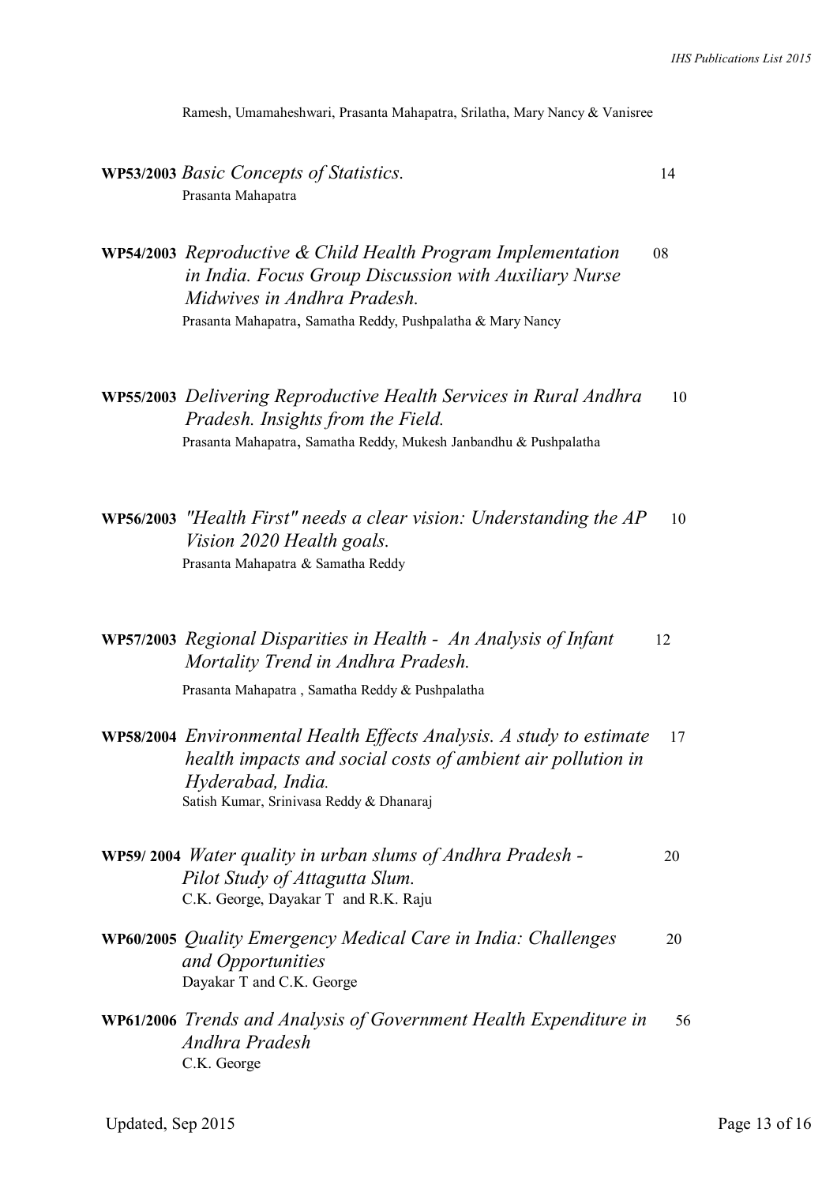Ramesh, Umamaheshwari, Prasanta Mahapatra, Srilatha, Mary Nancy & Vanisree

**WP53/2003** *Basic Concepts of Statistics.* 14
Prasanta Mahapatra

**WP54/2003** *Reproductive & Child Health Program Implementation in India. Focus Group Discussion with Auxiliary Nurse Midwives in Andhra Pradesh.* 08
Prasanta Mahapatra, Samatha Reddy, Pushpalatha & Mary Nancy

**WP55/2003** *Delivering Reproductive Health Services in Rural Andhra Pradesh. Insights from the Field.* 10
Prasanta Mahapatra, Samatha Reddy, Mukesh Janbandhu & Pushpalatha

**WP56/2003** *"Health First" needs a clear vision: Understanding the AP Vision 2020 Health goals.* 10
Prasanta Mahapatra & Samatha Reddy

**WP57/2003** *Regional Disparities in Health - An Analysis of Infant Mortality Trend in Andhra Pradesh.* 12
Prasanta Mahapatra , Samatha Reddy & Pushpalatha

**WP58/2004** *Environmental Health Effects Analysis. A study to estimate health impacts and social costs of ambient air pollution in Hyderabad, India.* 17
Satish Kumar, Srinivasa Reddy & Dhanaraj

**WP59/ 2004** *Water quality in urban slums of Andhra Pradesh - Pilot Study of Attagutta Slum.* 20
C.K. George, Dayakar T and R.K. Raju

**WP60/2005** *Quality Emergency Medical Care in India: Challenges and Opportunities* 20
Dayakar T and C.K. George

**WP61/2006** *Trends and Analysis of Government Health Expenditure in Andhra Pradesh* 56
C.K. George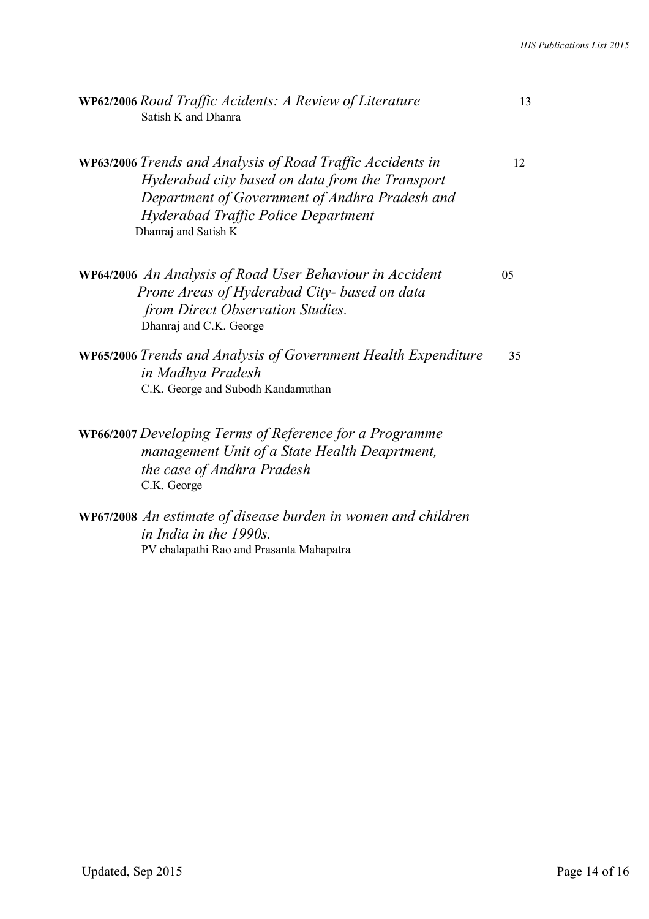**WP62/2006** *Road Traffic Acidents: A Review of Literature* 13
Satish K and Dhanra

**WP63/2006** *Trends and Analysis of Road Traffic Accidents in Hyderabad city based on data from the Transport Department of Government of Andhra Pradesh and Hyderabad Traffic Police Department* 12
Dhanraj and Satish K

**WP64/2006** *An Analysis of Road User Behaviour in Accident Prone Areas of Hyderabad City- based on data from Direct Observation Studies.* 05
Dhanraj and C.K. George

**WP65/2006** *Trends and Analysis of Government Health Expenditure in Madhya Pradesh* 35
C.K. George and Subodh Kandamuthan

**WP66/2007** *Developing Terms of Reference for a Programme management Unit of a State Health Deaprtment, the case of Andhra Pradesh*
C.K. George

**WP67/2008** *An estimate of disease burden in women and children in India in the 1990s.*
PV chalapathi Rao and Prasanta Mahapatra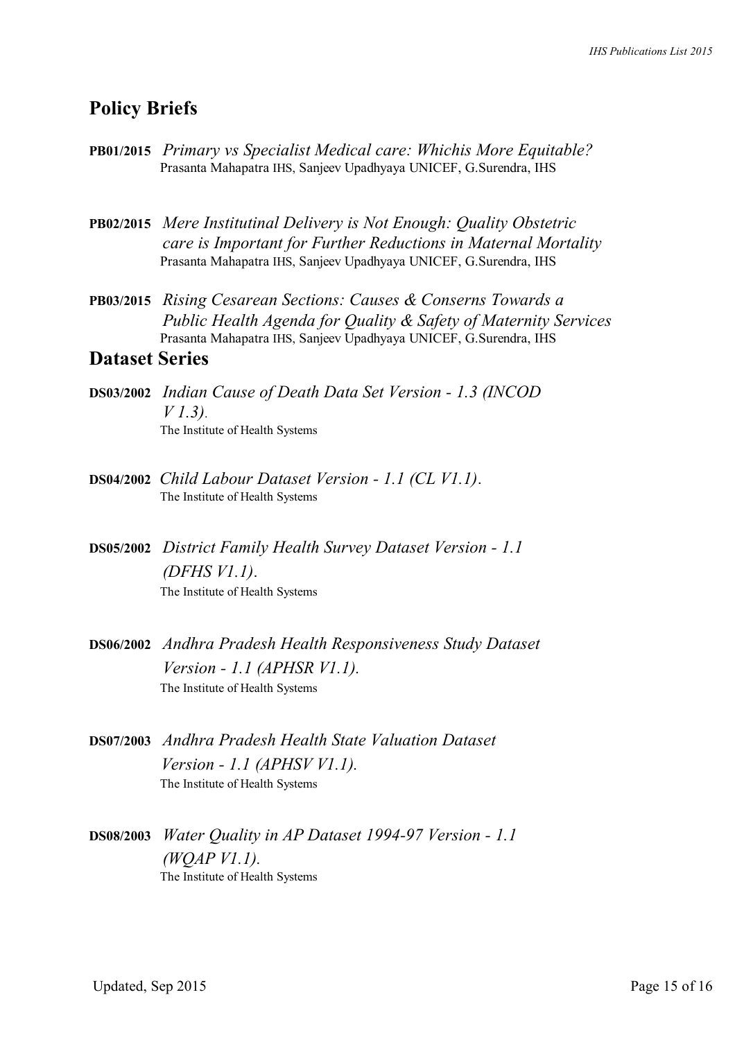## Policy Briefs

**PB01/2015** *Primary vs Specialist Medical care: Whichis More Equitable?*
Prasanta Mahapatra IHS, Sanjeev Upadhyaya UNICEF, G.Surendra, IHS

**PB02/2015** *Mere Institutinal Delivery is Not Enough: Quality Obstetric care is Important for Further Reductions in Maternal Mortality*
Prasanta Mahapatra IHS, Sanjeev Upadhyaya UNICEF, G.Surendra, IHS

**PB03/2015** *Rising Cesarean Sections: Causes & Conserns Towards a Public Health Agenda for Quality & Safety of Maternity Services*
Prasanta Mahapatra IHS, Sanjeev Upadhyaya UNICEF, G.Surendra, IHS

## Dataset Series

**DS03/2002** *Indian Cause of Death Data Set Version - 1.3 (INCOD V 1.3)*.
The Institute of Health Systems

**DS04/2002** *Child Labour Dataset Version - 1.1 (CL V1.1)*.
The Institute of Health Systems

**DS05/2002** *District Family Health Survey Dataset Version - 1.1 (DFHS V1.1)*.
The Institute of Health Systems

**DS06/2002** *Andhra Pradesh Health Responsiveness Study Dataset Version - 1.1 (APHSR V1.1).*
The Institute of Health Systems

**DS07/2003** *Andhra Pradesh Health State Valuation Dataset Version - 1.1 (APHSV V1.1).*
The Institute of Health Systems

**DS08/2003** *Water Quality in AP Dataset 1994-97 Version - 1.1 (WQAP V1.1).*
The Institute of Health Systems

Updated, Sep 2015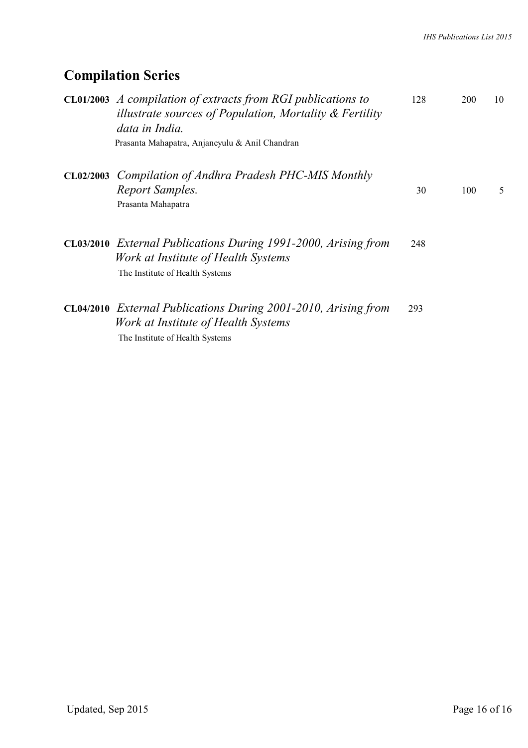## Compilation Series

| | | | | |
|---|---|---|---|---|
| **CL01/2003** | *A compilation of extracts from RGI publications to illustrate sources of Population, Mortality & Fertility data in India.* Prasanta Mahapatra, Anjaneyulu & Anil Chandran | 128 | 200 | 10 |
| **CL02/2003** | *Compilation of Andhra Pradesh PHC-MIS Monthly Report Samples.* Prasanta Mahapatra | 30 | 100 | 5 |
| **CL03/2010** | *External Publications During 1991-2000, Arising from Work at Institute of Health Systems* The Institute of Health Systems | 248 | | |
| **CL04/2010** | *External Publications During 2001-2010, Arising from Work at Institute of Health Systems* The Institute of Health Systems | 293 | | |

Updated, Sep 2015